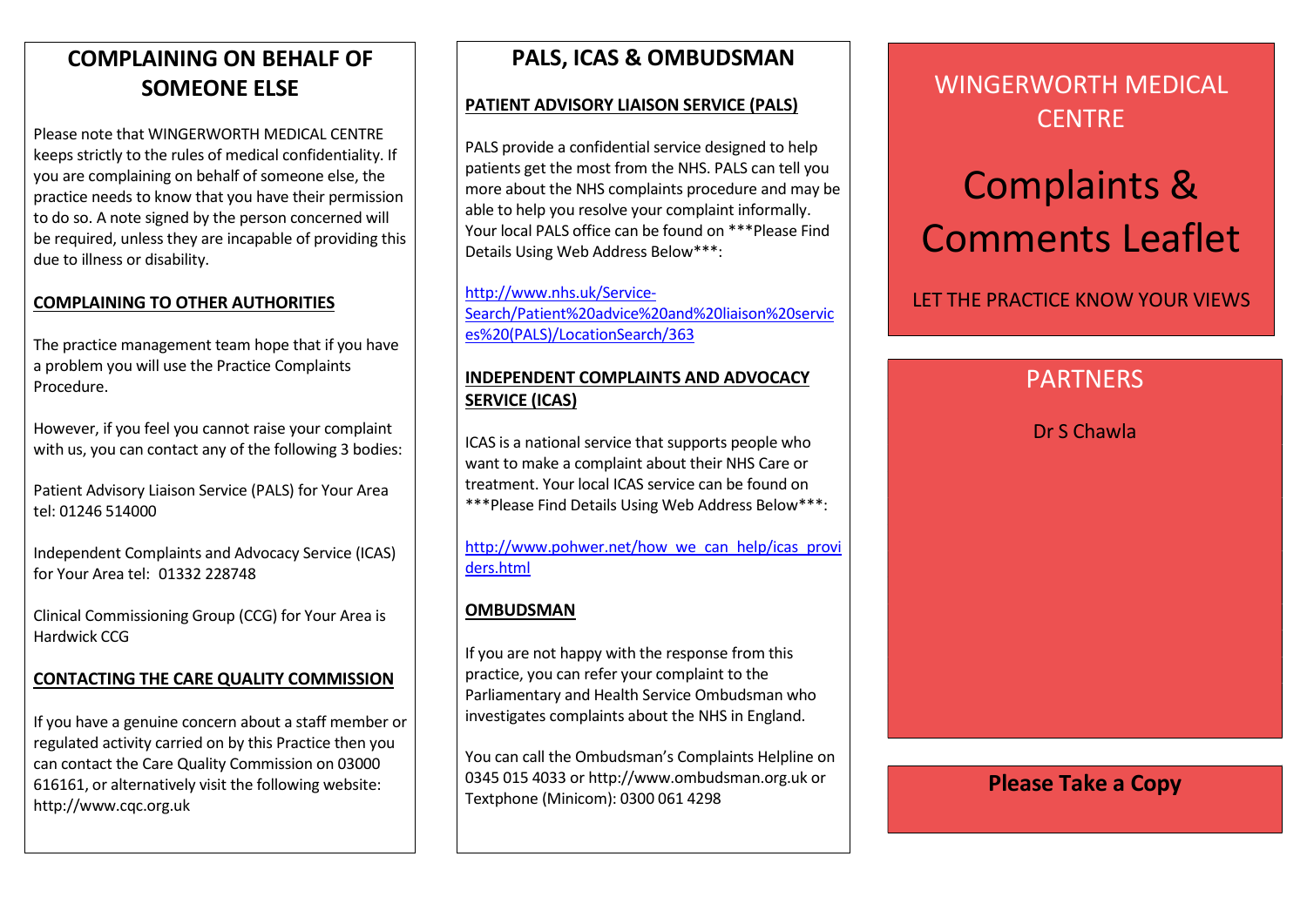## COMPLAINING ON BEHALF OF SOMEONE ELSE

Please note that WINGERWORTH MEDICAL CENTRE keeps strictly to the rules of medical confidentiality. If you are complaining on behalf of someone else, the practice needs to know that you have their permission to do so. A note signed by the person concerned will be required, unless they are incapable of providing this due to illness or disability.

### COMPLAINING TO OTHER AUTHORITIES

The practice management team hope that if you have a problem you will use the Practice Complaints Procedure.

However, if you feel you cannot raise your complaint with us, you can contact any of the following 3 bodies:

Patient Advisory Liaison Service (PALS) for Your Area tel: 01246 514000

Independent Complaints and Advocacy Service (ICAS) for Your Area tel: 01332 228748

Clinical Commissioning Group (CCG) for Your Area is Hardwick CCG

### CONTACTING THE CARE QUALITY COMMISSION

If you have a genuine concern about a staff member or regulated activity carried on by this Practice then you can contact the Care Quality Commission on 03000 616161, or alternatively visit the following website: http://www.cqc.org.uk

## PALS, ICAS & OMBUDSMAN

### PATIENT ADVISORY LIAISON SERVICE (PALS)

PALS provide a confidential service designed to help patients get the most from the NHS. PALS can tell you more about the NHS complaints procedure and may be able to help you resolve your complaint informally. Your local PALS office can be found on ***Please Find Details Using Web Address Below***:

http://www.nhs.uk/Service-Search/Patient%20advice%20and%20liaison%20services%20(PALS)/LocationSearch/363

### INDEPENDENT COMPLAINTS AND ADVOCACY SERVICE (ICAS)

ICAS is a national service that supports people who want to make a complaint about their NHS Care or treatment. Your local ICAS service can be found on ***Please Find Details Using Web Address Below***:

http://www.pohwer.net/how_we_can_help/icas_providers.html

### OMBUDSMAN

If you are not happy with the response from this practice, you can refer your complaint to the Parliamentary and Health Service Ombudsman who investigates complaints about the NHS in England.

You can call the Ombudsman's Complaints Helpline on 0345 015 4033 or http://www.ombudsman.org.uk or Textphone (Minicom): 0300 061 4298

WINGERWORTH MEDICAL CENTRE

# Complaints & Comments Leaflet

LET THE PRACTICE KNOW YOUR VIEWS

## PARTNERS

Dr S Chawla

**Please Take a Copy**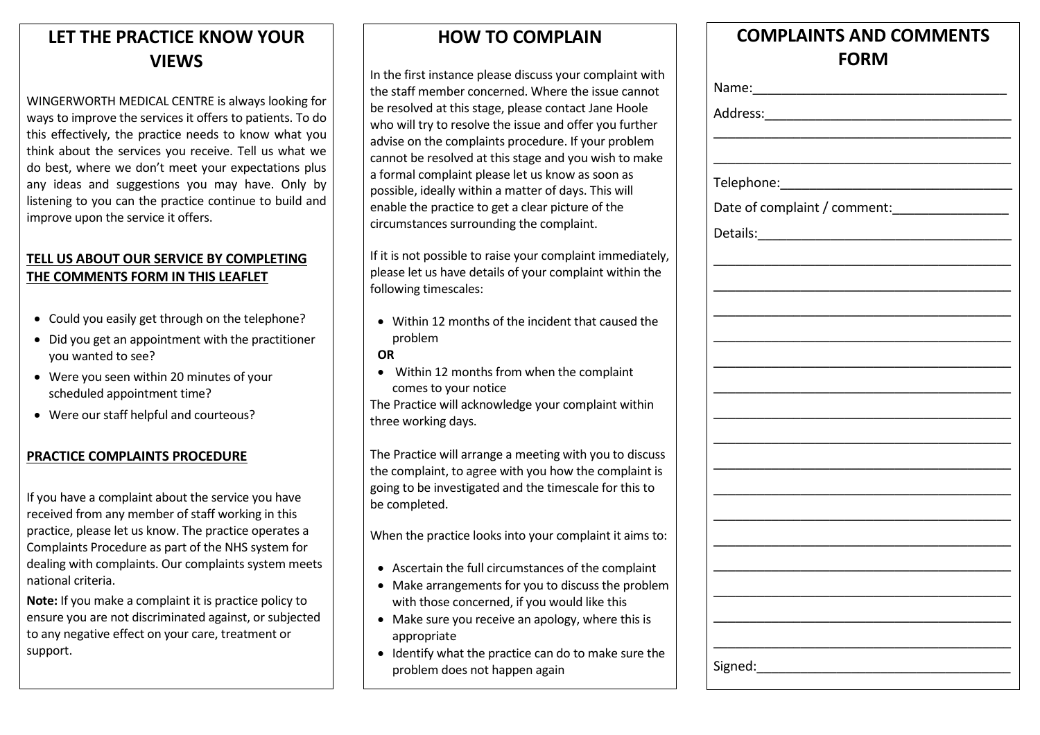## LET THE PRACTICE KNOW YOUR VIEWS

WINGERWORTH MEDICAL CENTRE is always looking for ways to improve the services it offers to patients. To do this effectively, the practice needs to know what you think about the services you receive. Tell us what we do best, where we don't meet your expectations plus any ideas and suggestions you may have. Only by listening to you can the practice continue to build and improve upon the service it offers.

**TELL US ABOUT OUR SERVICE BY COMPLETING THE COMMENTS FORM IN THIS LEAFLET**

- Could you easily get through on the telephone?
- Did you get an appointment with the practitioner you wanted to see?
- Were you seen within 20 minutes of your scheduled appointment time?
- Were our staff helpful and courteous?

**PRACTICE COMPLAINTS PROCEDURE**

If you have a complaint about the service you have received from any member of staff working in this practice, please let us know. The practice operates a Complaints Procedure as part of the NHS system for dealing with complaints. Our complaints system meets national criteria.

**Note:** If you make a complaint it is practice policy to ensure you are not discriminated against, or subjected to any negative effect on your care, treatment or support.

## HOW TO COMPLAIN

In the first instance please discuss your complaint with the staff member concerned. Where the issue cannot be resolved at this stage, please contact Jane Hoole who will try to resolve the issue and offer you further advise on the complaints procedure. If your problem cannot be resolved at this stage and you wish to make a formal complaint please let us know as soon as possible, ideally within a matter of days. This will enable the practice to get a clear picture of the circumstances surrounding the complaint.

If it is not possible to raise your complaint immediately, please let us have details of your complaint within the following timescales:

- Within 12 months of the incident that caused the problem

**OR**

- Within 12 months from when the complaint comes to your notice

The Practice will acknowledge your complaint within three working days.

The Practice will arrange a meeting with you to discuss the complaint, to agree with you how the complaint is going to be investigated and the timescale for this to be completed.

When the practice looks into your complaint it aims to:

- Ascertain the full circumstances of the complaint
- Make arrangements for you to discuss the problem with those concerned, if you would like this
- Make sure you receive an apology, where this is appropriate
- Identify what the practice can do to make sure the problem does not happen again

## COMPLAINTS AND COMMENTS FORM

Name:___________________________________

Address:_________________________________

_________________________________________

_________________________________________

Telephone:_______________________________

Date of complaint / comment:_______________

Details:__________________________________

_________________________________________

_________________________________________

_________________________________________

_________________________________________

_________________________________________

_________________________________________

_________________________________________

_________________________________________

_________________________________________

_________________________________________

_________________________________________

_________________________________________

_________________________________________

_________________________________________

_________________________________________

_________________________________________

Signed:__________________________________